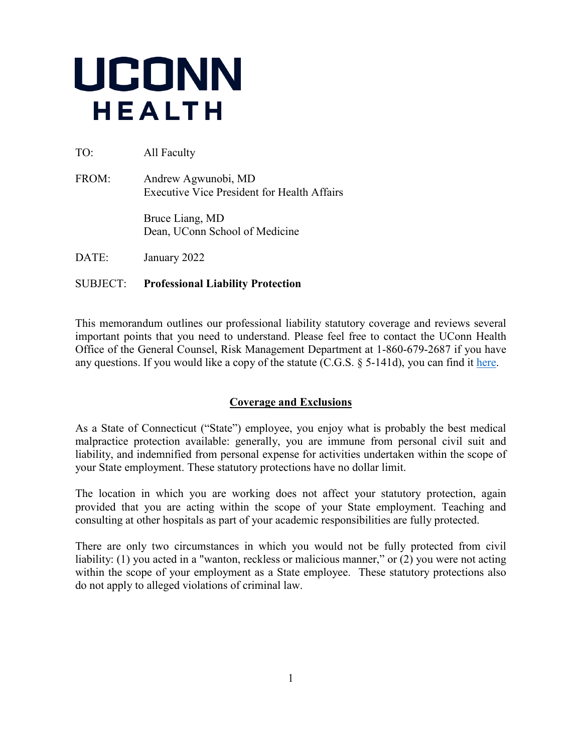# UCONN HEALTH

TO: All Faculty

FROM: Andrew Agwunobi, MD
Executive Vice President for Health Affairs

Bruce Liang, MD
Dean, UConn School of Medicine

DATE: January 2022

SUBJECT: **Professional Liability Protection**

This memorandum outlines our professional liability statutory coverage and reviews several important points that you need to understand. Please feel free to contact the UConn Health Office of the General Counsel, Risk Management Department at 1-860-679-2687 if you have any questions. If you would like a copy of the statute (C.G.S. § 5-141d), you can find it here.

## Coverage and Exclusions

As a State of Connecticut ("State") employee, you enjoy what is probably the best medical malpractice protection available: generally, you are immune from personal civil suit and liability, and indemnified from personal expense for activities undertaken within the scope of your State employment. These statutory protections have no dollar limit.

The location in which you are working does not affect your statutory protection, again provided that you are acting within the scope of your State employment. Teaching and consulting at other hospitals as part of your academic responsibilities are fully protected.

There are only two circumstances in which you would not be fully protected from civil liability: (1) you acted in a "wanton, reckless or malicious manner," or (2) you were not acting within the scope of your employment as a State employee. These statutory protections also do not apply to alleged violations of criminal law.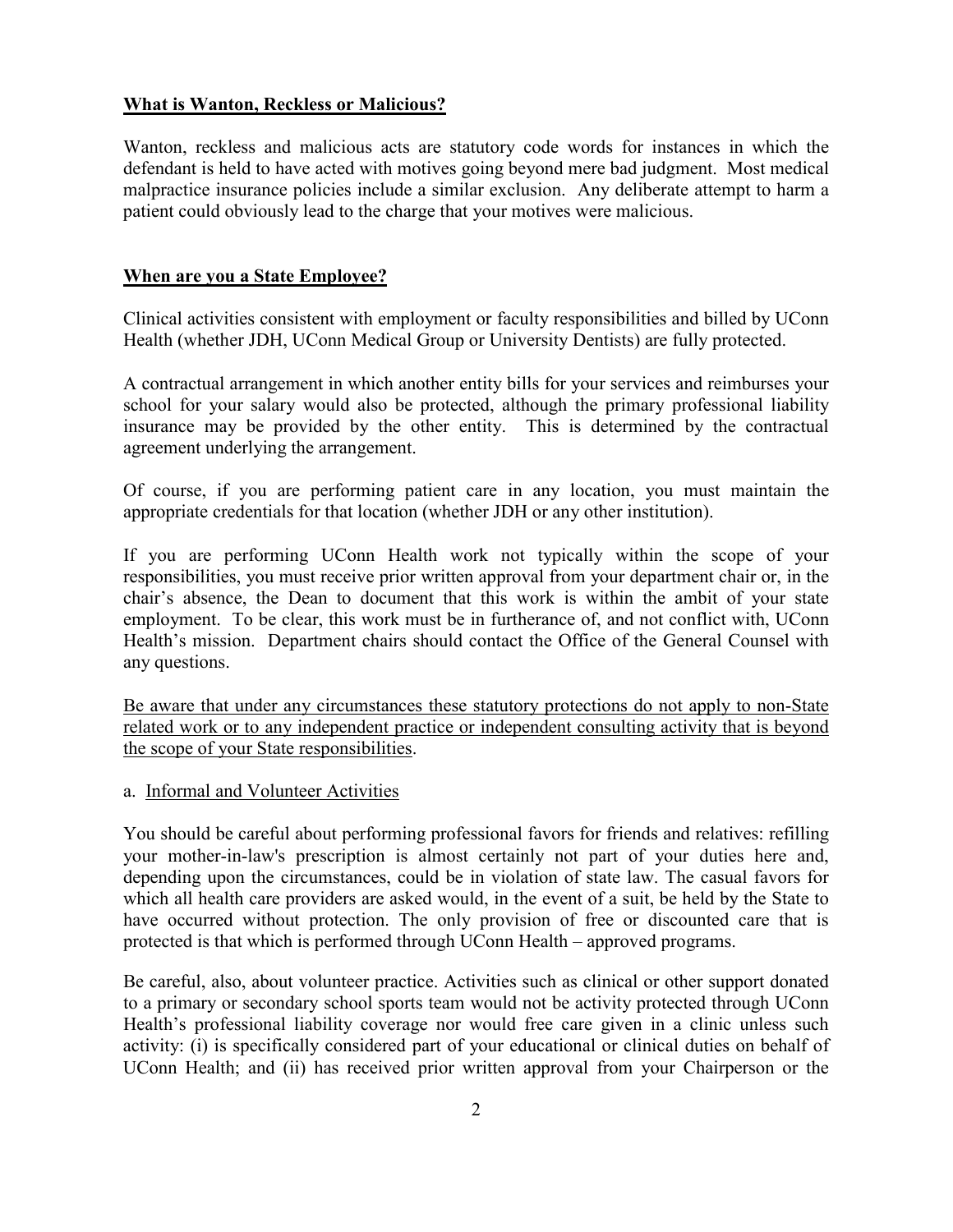**What is Wanton, Reckless or Malicious?**

Wanton, reckless and malicious acts are statutory code words for instances in which the defendant is held to have acted with motives going beyond mere bad judgment. Most medical malpractice insurance policies include a similar exclusion. Any deliberate attempt to harm a patient could obviously lead to the charge that your motives were malicious.

**When are you a State Employee?**

Clinical activities consistent with employment or faculty responsibilities and billed by UConn Health (whether JDH, UConn Medical Group or University Dentists) are fully protected.

A contractual arrangement in which another entity bills for your services and reimburses your school for your salary would also be protected, although the primary professional liability insurance may be provided by the other entity. This is determined by the contractual agreement underlying the arrangement.

Of course, if you are performing patient care in any location, you must maintain the appropriate credentials for that location (whether JDH or any other institution).

If you are performing UConn Health work not typically within the scope of your responsibilities, you must receive prior written approval from your department chair or, in the chair's absence, the Dean to document that this work is within the ambit of your state employment. To be clear, this work must be in furtherance of, and not conflict with, UConn Health's mission. Department chairs should contact the Office of the General Counsel with any questions.

Be aware that under any circumstances these statutory protections do not apply to non-State related work or to any independent practice or independent consulting activity that is beyond the scope of your State responsibilities.

a. Informal and Volunteer Activities

You should be careful about performing professional favors for friends and relatives: refilling your mother-in-law's prescription is almost certainly not part of your duties here and, depending upon the circumstances, could be in violation of state law. The casual favors for which all health care providers are asked would, in the event of a suit, be held by the State to have occurred without protection. The only provision of free or discounted care that is protected is that which is performed through UConn Health – approved programs.

Be careful, also, about volunteer practice. Activities such as clinical or other support donated to a primary or secondary school sports team would not be activity protected through UConn Health's professional liability coverage nor would free care given in a clinic unless such activity: (i) is specifically considered part of your educational or clinical duties on behalf of UConn Health; and (ii) has received prior written approval from your Chairperson or the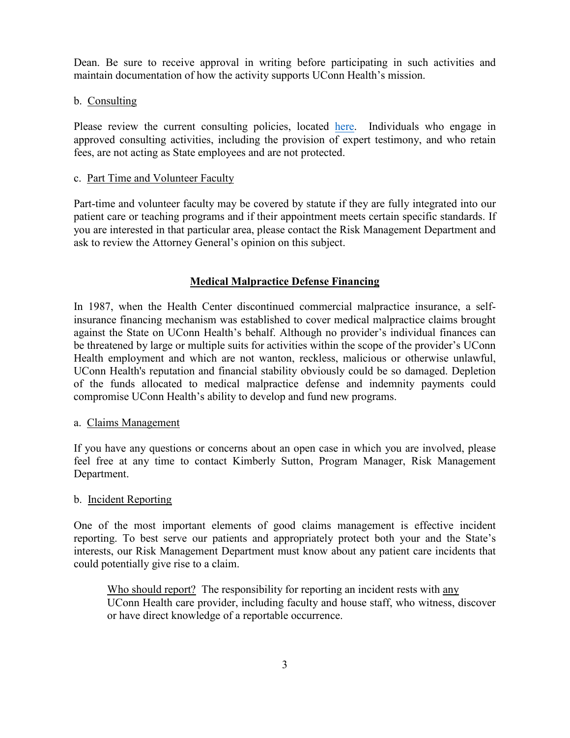Dean. Be sure to receive approval in writing before participating in such activities and maintain documentation of how the activity supports UConn Health's mission.

b. Consulting

Please review the current consulting policies, located here. Individuals who engage in approved consulting activities, including the provision of expert testimony, and who retain fees, are not acting as State employees and are not protected.

c. Part Time and Volunteer Faculty

Part-time and volunteer faculty may be covered by statute if they are fully integrated into our patient care or teaching programs and if their appointment meets certain specific standards. If you are interested in that particular area, please contact the Risk Management Department and ask to review the Attorney General's opinion on this subject.

## Medical Malpractice Defense Financing

In 1987, when the Health Center discontinued commercial malpractice insurance, a self-insurance financing mechanism was established to cover medical malpractice claims brought against the State on UConn Health's behalf. Although no provider's individual finances can be threatened by large or multiple suits for activities within the scope of the provider's UConn Health employment and which are not wanton, reckless, malicious or otherwise unlawful, UConn Health's reputation and financial stability obviously could be so damaged. Depletion of the funds allocated to medical malpractice defense and indemnity payments could compromise UConn Health's ability to develop and fund new programs.

a. Claims Management

If you have any questions or concerns about an open case in which you are involved, please feel free at any time to contact Kimberly Sutton, Program Manager, Risk Management Department.

b. Incident Reporting

One of the most important elements of good claims management is effective incident reporting. To best serve our patients and appropriately protect both your and the State's interests, our Risk Management Department must know about any patient care incidents that could potentially give rise to a claim.

> Who should report? The responsibility for reporting an incident rests with any UConn Health care provider, including faculty and house staff, who witness, discover or have direct knowledge of a reportable occurrence.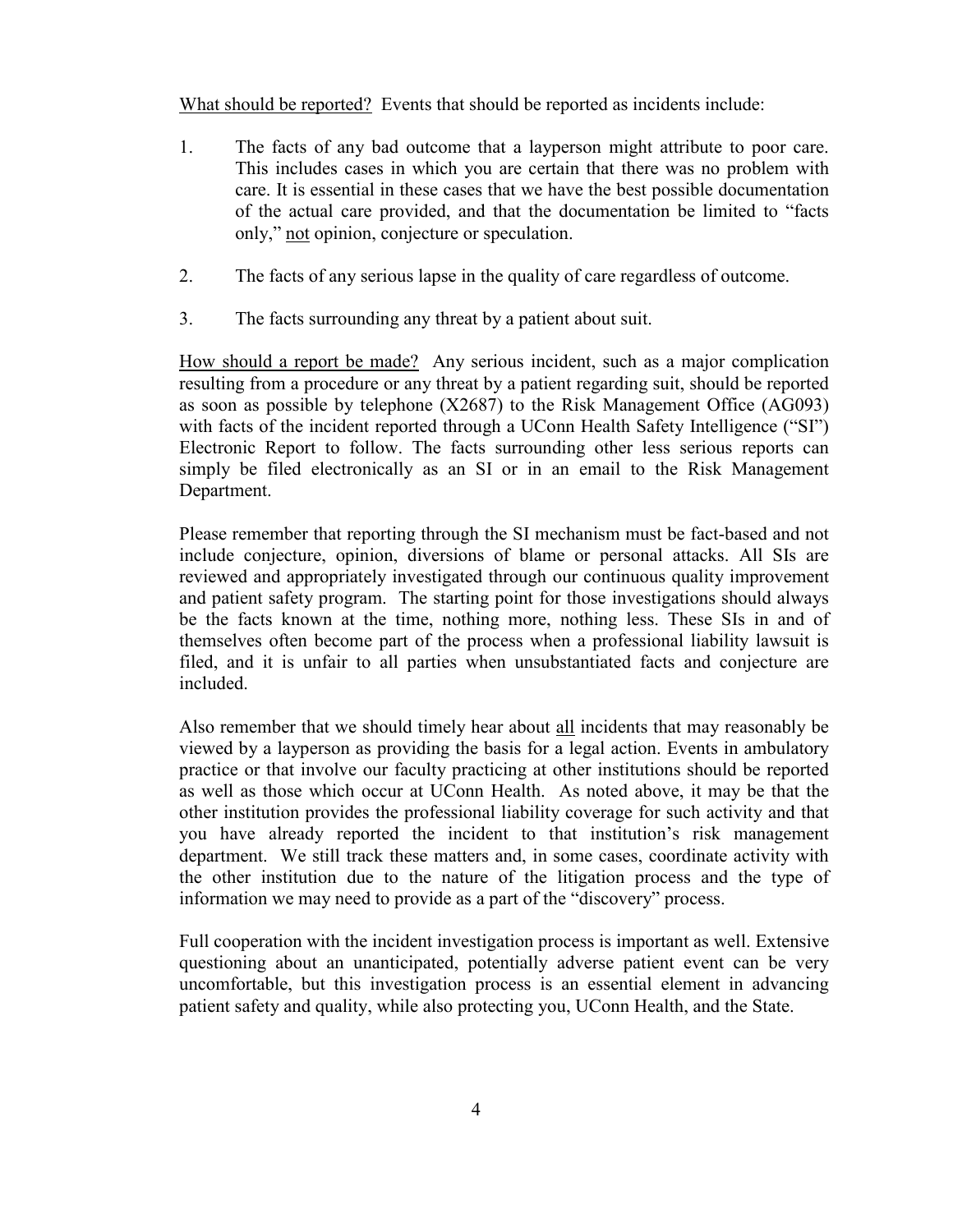<u>What should be reported?</u> Events that should be reported as incidents include:

1. The facts of any bad outcome that a layperson might attribute to poor care. This includes cases in which you are certain that there was no problem with care. It is essential in these cases that we have the best possible documentation of the actual care provided, and that the documentation be limited to "facts only," <u>not</u> opinion, conjecture or speculation.

2. The facts of any serious lapse in the quality of care regardless of outcome.

3. The facts surrounding any threat by a patient about suit.

<u>How should a report be made?</u> Any serious incident, such as a major complication resulting from a procedure or any threat by a patient regarding suit, should be reported as soon as possible by telephone (X2687) to the Risk Management Office (AG093) with facts of the incident reported through a UConn Health Safety Intelligence ("SI") Electronic Report to follow. The facts surrounding other less serious reports can simply be filed electronically as an SI or in an email to the Risk Management Department.

Please remember that reporting through the SI mechanism must be fact-based and not include conjecture, opinion, diversions of blame or personal attacks. All SIs are reviewed and appropriately investigated through our continuous quality improvement and patient safety program. The starting point for those investigations should always be the facts known at the time, nothing more, nothing less. These SIs in and of themselves often become part of the process when a professional liability lawsuit is filed, and it is unfair to all parties when unsubstantiated facts and conjecture are included.

Also remember that we should timely hear about <u>all</u> incidents that may reasonably be viewed by a layperson as providing the basis for a legal action. Events in ambulatory practice or that involve our faculty practicing at other institutions should be reported as well as those which occur at UConn Health. As noted above, it may be that the other institution provides the professional liability coverage for such activity and that you have already reported the incident to that institution's risk management department. We still track these matters and, in some cases, coordinate activity with the other institution due to the nature of the litigation process and the type of information we may need to provide as a part of the "discovery" process.

Full cooperation with the incident investigation process is important as well. Extensive questioning about an unanticipated, potentially adverse patient event can be very uncomfortable, but this investigation process is an essential element in advancing patient safety and quality, while also protecting you, UConn Health, and the State.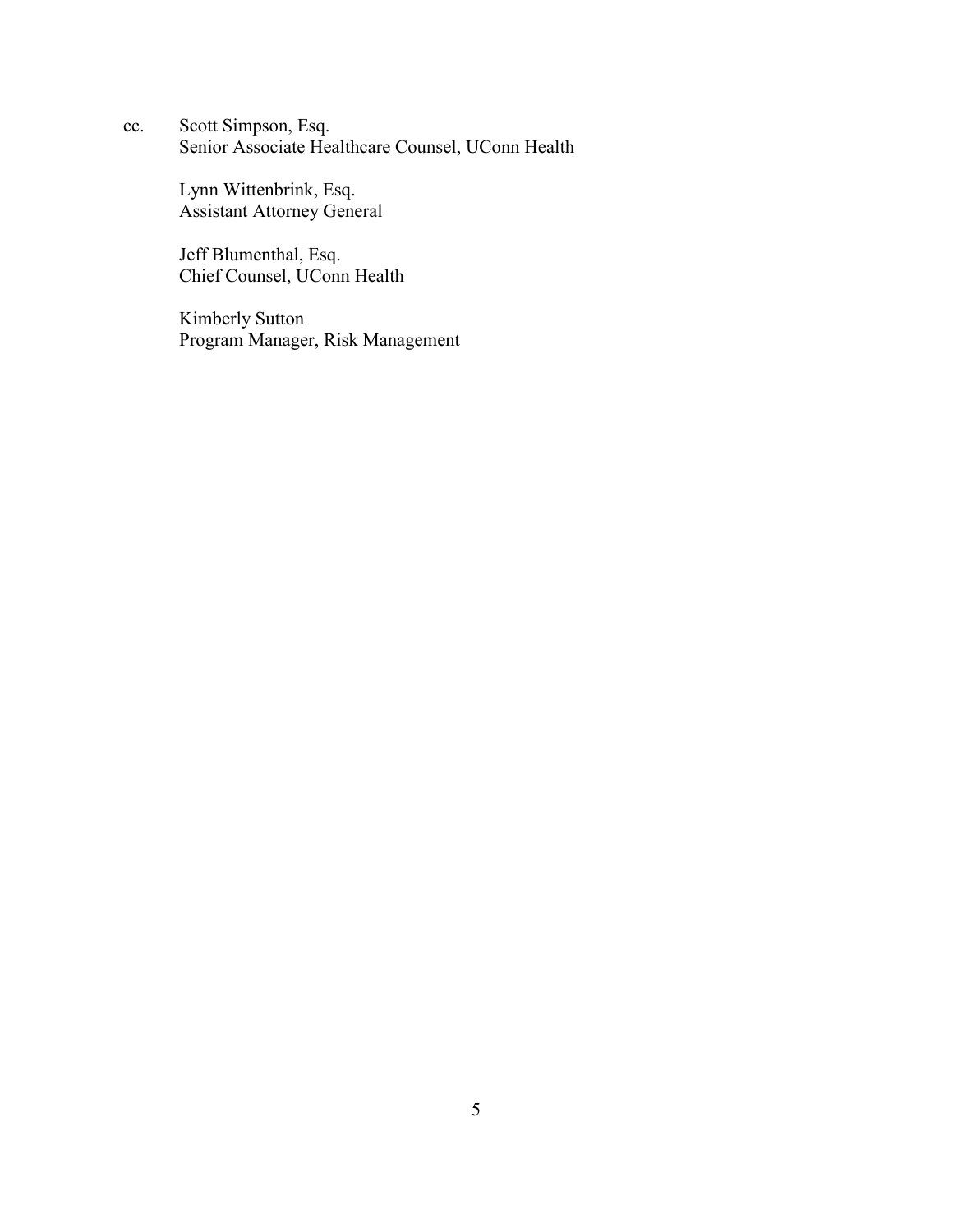cc. Scott Simpson, Esq.
Senior Associate Healthcare Counsel, UConn Health

Lynn Wittenbrink, Esq.
Assistant Attorney General

Jeff Blumenthal, Esq.
Chief Counsel, UConn Health

Kimberly Sutton
Program Manager, Risk Management